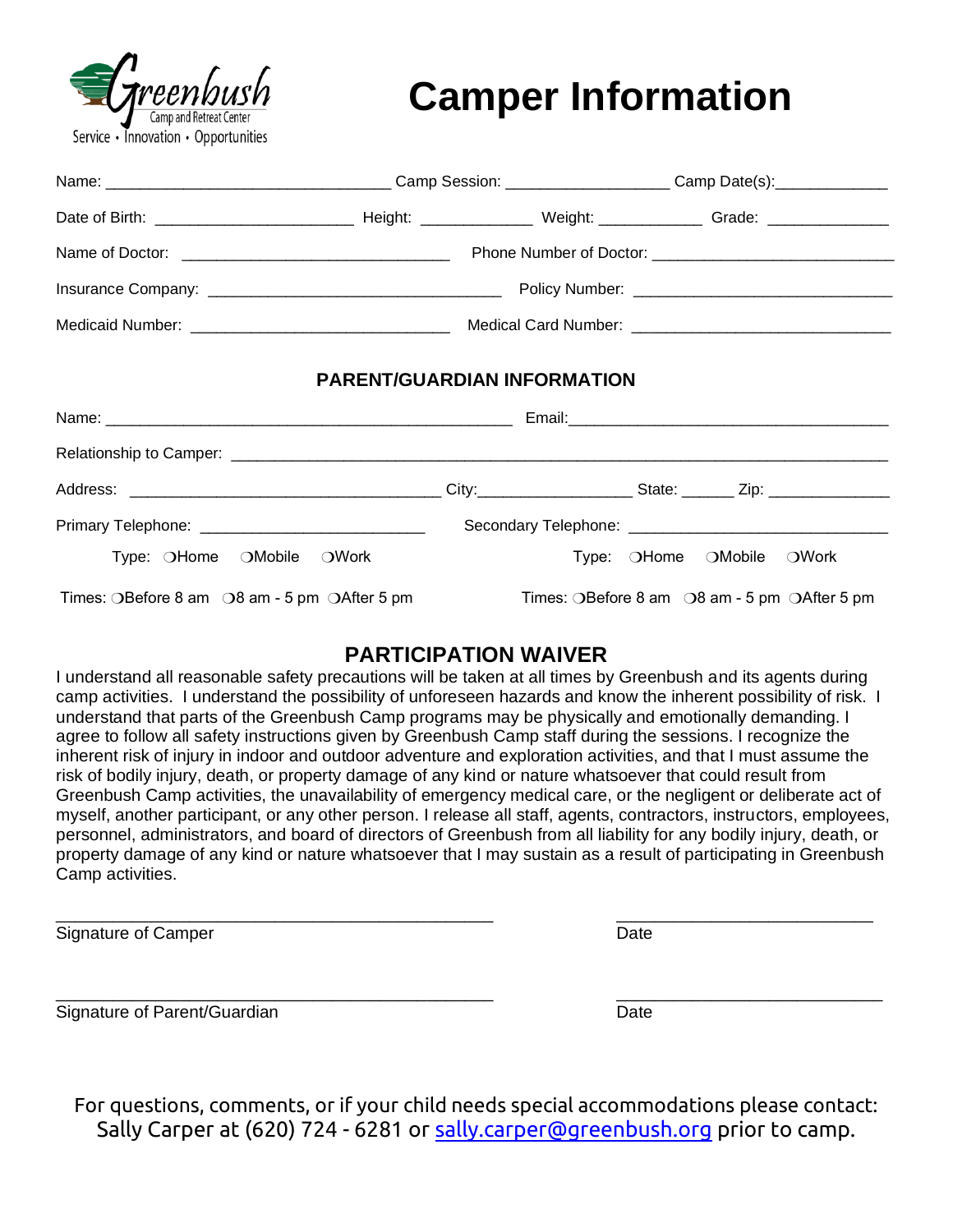Greenbush
Camp and Retreat Center
Service • Innovation • Opportunities

# Camper Information

Name: ________________________________ Camp Session: __________________ Camp Date(s):_____________

Date of Birth: ______________________ Height: _____________ Weight: ____________ Grade: ______________

Name of Doctor: ______________________________ Phone Number of Doctor: ___________________________

Insurance Company: _________________________________ Policy Number: _____________________________

Medicaid Number: _____________________________ Medical Card Number: _____________________________

## PARENT/GUARDIAN INFORMATION

Name: ______________________________________________ Email:____________________________________

Relationship to Camper: ___________________________________________________________________________

Address: ___________________________________ City:_________________ State: ______ Zip: ______________

Primary Telephone: _________________________ Secondary Telephone: ______________________________

Type: ❍Home ❍Mobile ❍Work     Type: ❍Home ❍Mobile ❍Work

Times: ❍Before 8 am ❍8 am - 5 pm ❍After 5 pm     Times: ❍Before 8 am ❍8 am - 5 pm ❍After 5 pm

## PARTICIPATION WAIVER

I understand all reasonable safety precautions will be taken at all times by Greenbush and its agents during camp activities. I understand the possibility of unforeseen hazards and know the inherent possibility of risk. I understand that parts of the Greenbush Camp programs may be physically and emotionally demanding. I agree to follow all safety instructions given by Greenbush Camp staff during the sessions. I recognize the inherent risk of injury in indoor and outdoor adventure and exploration activities, and that I must assume the risk of bodily injury, death, or property damage of any kind or nature whatsoever that could result from Greenbush Camp activities, the unavailability of emergency medical care, or the negligent or deliberate act of myself, another participant, or any other person. I release all staff, agents, contractors, instructors, employees, personnel, administrators, and board of directors of Greenbush from all liability for any bodily injury, death, or property damage of any kind or nature whatsoever that I may sustain as a result of participating in Greenbush Camp activities.

_____________________________________________     __________________________
Signature of Camper     Date

_____________________________________________     __________________________
Signature of Parent/Guardian     Date

For questions, comments, or if your child needs special accommodations please contact: Sally Carper at (620) 724 - 6281 or sally.carper@greenbush.org prior to camp.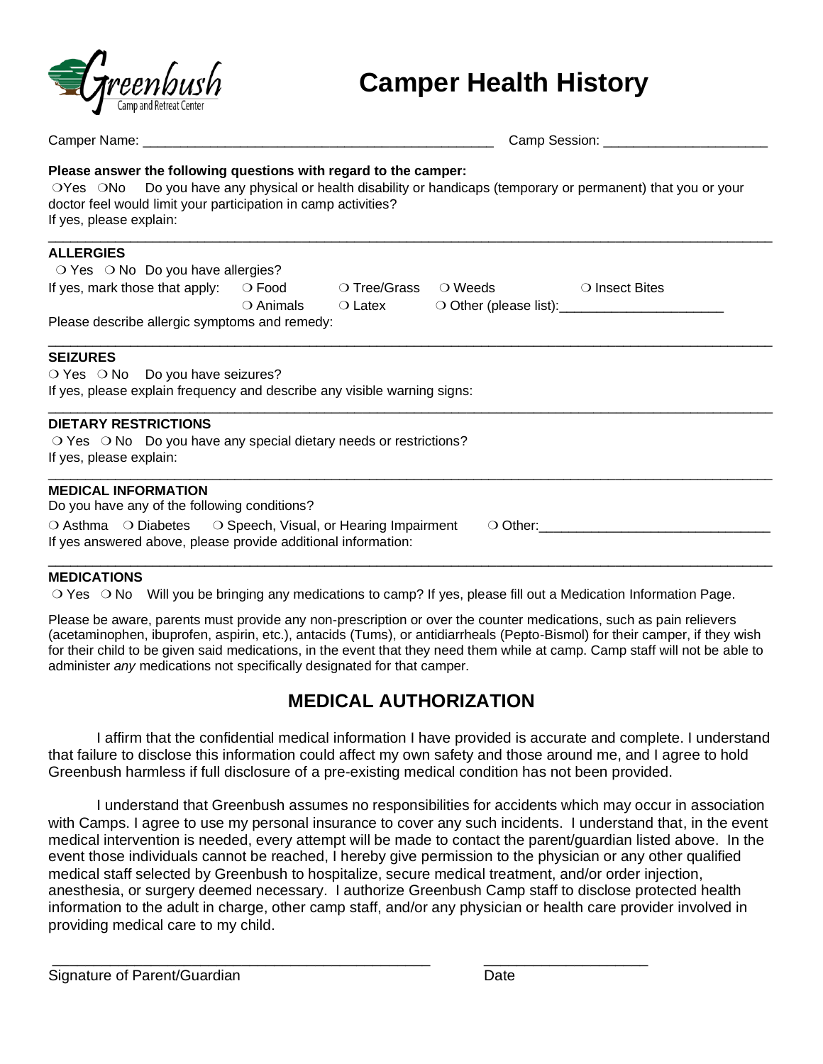# Camper Health History

Greenbush Camp and Retreat Center

Camper Name: _______________________________________________ Camp Session: _____________________

**Please answer the following questions with regard to the camper:**

❍Yes ❍No Do you have any physical or health disability or handicaps (temporary or permanent) that you or your doctor feel would limit your participation in camp activities?

If yes, please explain:

_____________________________________________________________________________________________

**ALLERGIES**

❍ Yes ❍ No Do you have allergies?

If yes, mark those that apply: ❍ Food ❍ Tree/Grass ❍ Weeds ❍ Insect Bites ❍ Animals ❍ Latex ❍ Other (please list):______________________

Please describe allergic symptoms and remedy:

_____________________________________________________________________________________________

**SEIZURES**

❍ Yes ❍ No Do you have seizures?

If yes, please explain frequency and describe any visible warning signs:

_____________________________________________________________________________________________

**DIETARY RESTRICTIONS**

❍ Yes ❍ No Do you have any special dietary needs or restrictions?

If yes, please explain:

_____________________________________________________________________________________________

**MEDICAL INFORMATION**

Do you have any of the following conditions?

❍ Asthma ❍ Diabetes ❍ Speech, Visual, or Hearing Impairment ❍ Other:_______________________________

If yes answered above, please provide additional information:

_____________________________________________________________________________________________

**MEDICATIONS**

❍ Yes ❍ No Will you be bringing any medications to camp? If yes, please fill out a Medication Information Page.

Please be aware, parents must provide any non-prescription or over the counter medications, such as pain relievers (acetaminophen, ibuprofen, aspirin, etc.), antacids (Tums), or antidiarrheals (Pepto-Bismol) for their camper, if they wish for their child to be given said medications, in the event that they need them while at camp. Camp staff will not be able to administer *any* medications not specifically designated for that camper.

## MEDICAL AUTHORIZATION

I affirm that the confidential medical information I have provided is accurate and complete. I understand that failure to disclose this information could affect my own safety and those around me, and I agree to hold Greenbush harmless if full disclosure of a pre-existing medical condition has not been provided.

I understand that Greenbush assumes no responsibilities for accidents which may occur in association with Camps. I agree to use my personal insurance to cover any such incidents. I understand that, in the event medical intervention is needed, every attempt will be made to contact the parent/guardian listed above. In the event those individuals cannot be reached, I hereby give permission to the physician or any other qualified medical staff selected by Greenbush to hospitalize, secure medical treatment, and/or order injection, anesthesia, or surgery deemed necessary. I authorize Greenbush Camp staff to disclose protected health information to the adult in charge, other camp staff, and/or any physician or health care provider involved in providing medical care to my child.

_______________________________________________ ____________________

Signature of Parent/Guardian Date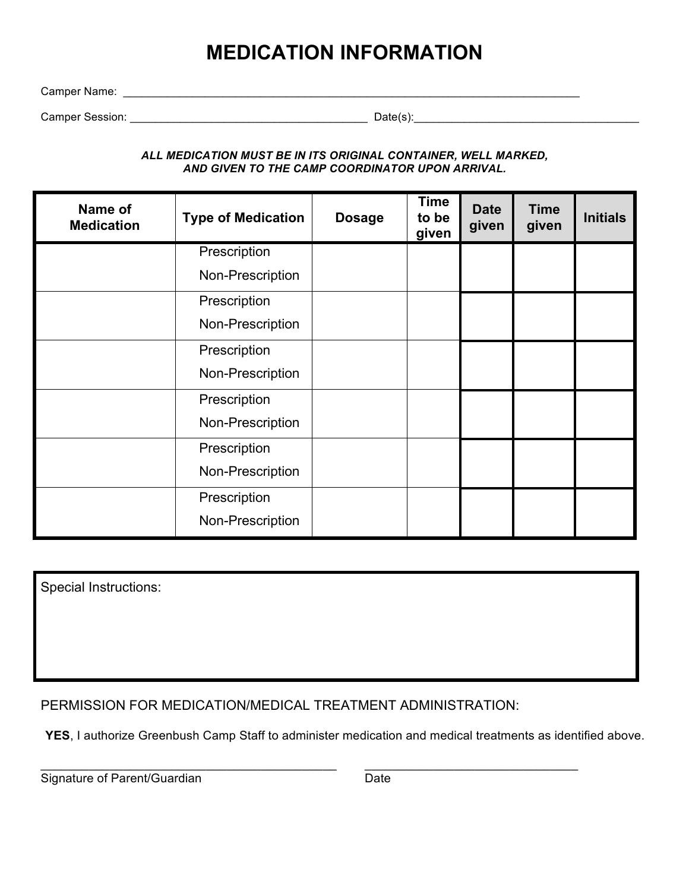# MEDICATION INFORMATION

Camper Name: ______________________________________________________________________________

Camper Session: ________________________________________ Date(s):______________________________________

***ALL MEDICATION MUST BE IN ITS ORIGINAL CONTAINER, WELL MARKED, AND GIVEN TO THE CAMP COORDINATOR UPON ARRIVAL.***

| Name of Medication | Type of Medication | Dosage | Time to be given | Date given | Time given | Initials |
|---|---|---|---|---|---|---|
| | Prescription<br>Non-Prescription | | | | | |
| | Prescription<br>Non-Prescription | | | | | |
| | Prescription<br>Non-Prescription | | | | | |
| | Prescription<br>Non-Prescription | | | | | |
| | Prescription<br>Non-Prescription | | | | | |
| | Prescription<br>Non-Prescription | | | | | |

Special Instructions:

PERMISSION FOR MEDICATION/MEDICAL TREATMENT ADMINISTRATION:

**YES**, I authorize Greenbush Camp Staff to administer medication and medical treatments as identified above.

_______________________________________________ __________________________________

Signature of Parent/Guardian Date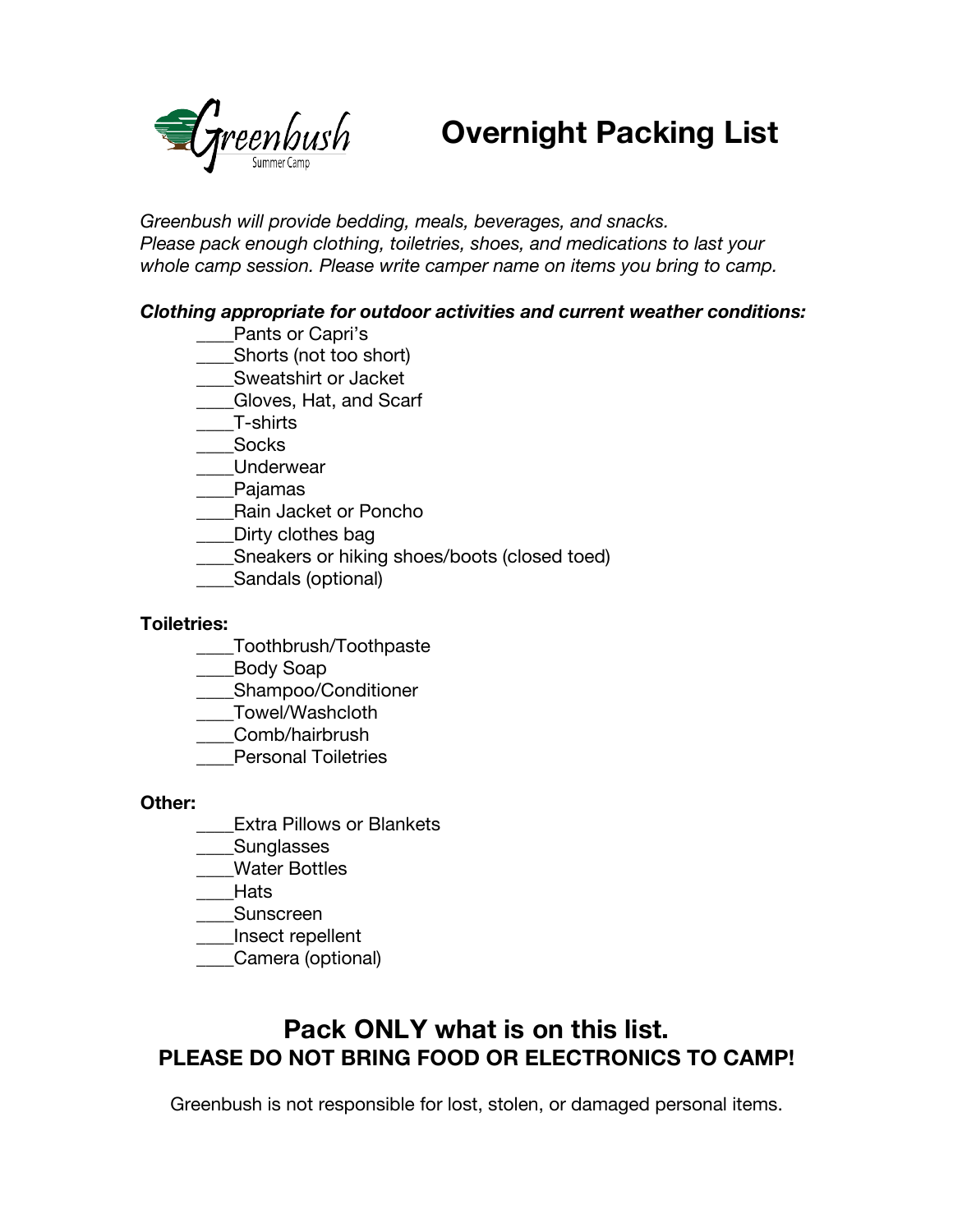Greenbush
Summer Camp

# Overnight Packing List

*Greenbush will provide bedding, meals, beverages, and snacks.*
*Please pack enough clothing, toiletries, shoes, and medications to last your whole camp session. Please write camper name on items you bring to camp.*

***Clothing appropriate for outdoor activities and current weather conditions:***

____Pants or Capri's
____Shorts (not too short)
____Sweatshirt or Jacket
____Gloves, Hat, and Scarf
____T-shirts
____Socks
____Underwear
____Pajamas
____Rain Jacket or Poncho
____Dirty clothes bag
____Sneakers or hiking shoes/boots (closed toed)
____Sandals (optional)

**Toiletries:**

____Toothbrush/Toothpaste
____Body Soap
____Shampoo/Conditioner
____Towel/Washcloth
____Comb/hairbrush
____Personal Toiletries

**Other:**

____Extra Pillows or Blankets
____Sunglasses
____Water Bottles
____Hats
____Sunscreen
____Insect repellent
____Camera (optional)

## Pack ONLY what is on this list.

**PLEASE DO NOT BRING FOOD OR ELECTRONICS TO CAMP!**

Greenbush is not responsible for lost, stolen, or damaged personal items.